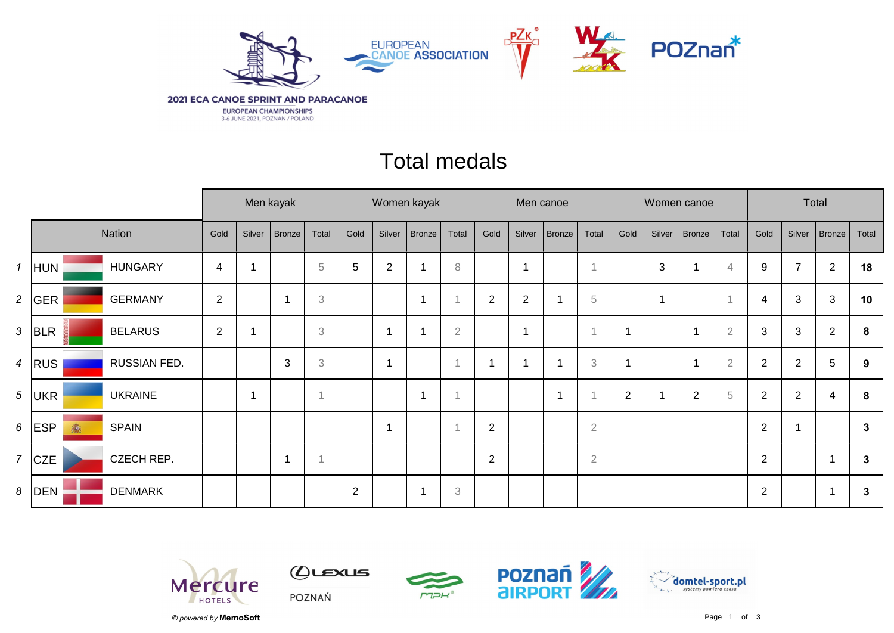2021 ECA CANOE SPRINT AND PARACANOE

EUROPEAN CHAMPIONSHIPS

3-6 JUNE 2021, POZNAN / POLAND

EUROPEAN CANOE ASSOCIATION

# Total medals

| | | | Men kayak | | | | Women kayak | | | | Men canoe | | | | Women canoe | | | | Total | | | |
|---|---|---|---|---|---|---|---|---|---|---|---|---|---|---|---|---|---|---|---|---|---|---|
| | Nation | | Gold | Silver | Bronze | Total | Gold | Silver | Bronze | Total | Gold | Silver | Bronze | Total | Gold | Silver | Bronze | Total | Gold | Silver | Bronze | Total |
| *1* | HUN | HUNGARY | 4 | 1 | | 5 | 5 | 2 | 1 | 8 | | 1 | | 1 | | 3 | 1 | 4 | 9 | 7 | 2 | **18** |
| *2* | GER | GERMANY | 2 | | 1 | 3 | | | 1 | 1 | 2 | 2 | 1 | 5 | | 1 | | 1 | 4 | 3 | 3 | **10** |
| *3* | BLR | BELARUS | 2 | 1 | | 3 | | 1 | 1 | 2 | | 1 | | 1 | 1 | | 1 | 2 | 3 | 3 | 2 | **8** |
| *4* | RUS | RUSSIAN FED. | | | 3 | 3 | | 1 | | 1 | 1 | 1 | 1 | 3 | 1 | | 1 | 2 | 2 | 2 | 5 | **9** |
| *5* | UKR | UKRAINE | | 1 | | 1 | | | 1 | 1 | | | 1 | 1 | 2 | 1 | 2 | 5 | 2 | 2 | 4 | **8** |
| *6* | ESP | SPAIN | | | | | | 1 | | 1 | 2 | | | 2 | | | | | 2 | 1 | | **3** |
| *7* | CZE | CZECH REP. | | | 1 | 1 | | | | | 2 | | | 2 | | | | | 2 | | 1 | **3** |
| *8* | DEN | DENMARK | | | | | 2 | | 1 | 3 | | | | | | | | | 2 | | 1 | **3** |

*© powered by* **MemoSoft**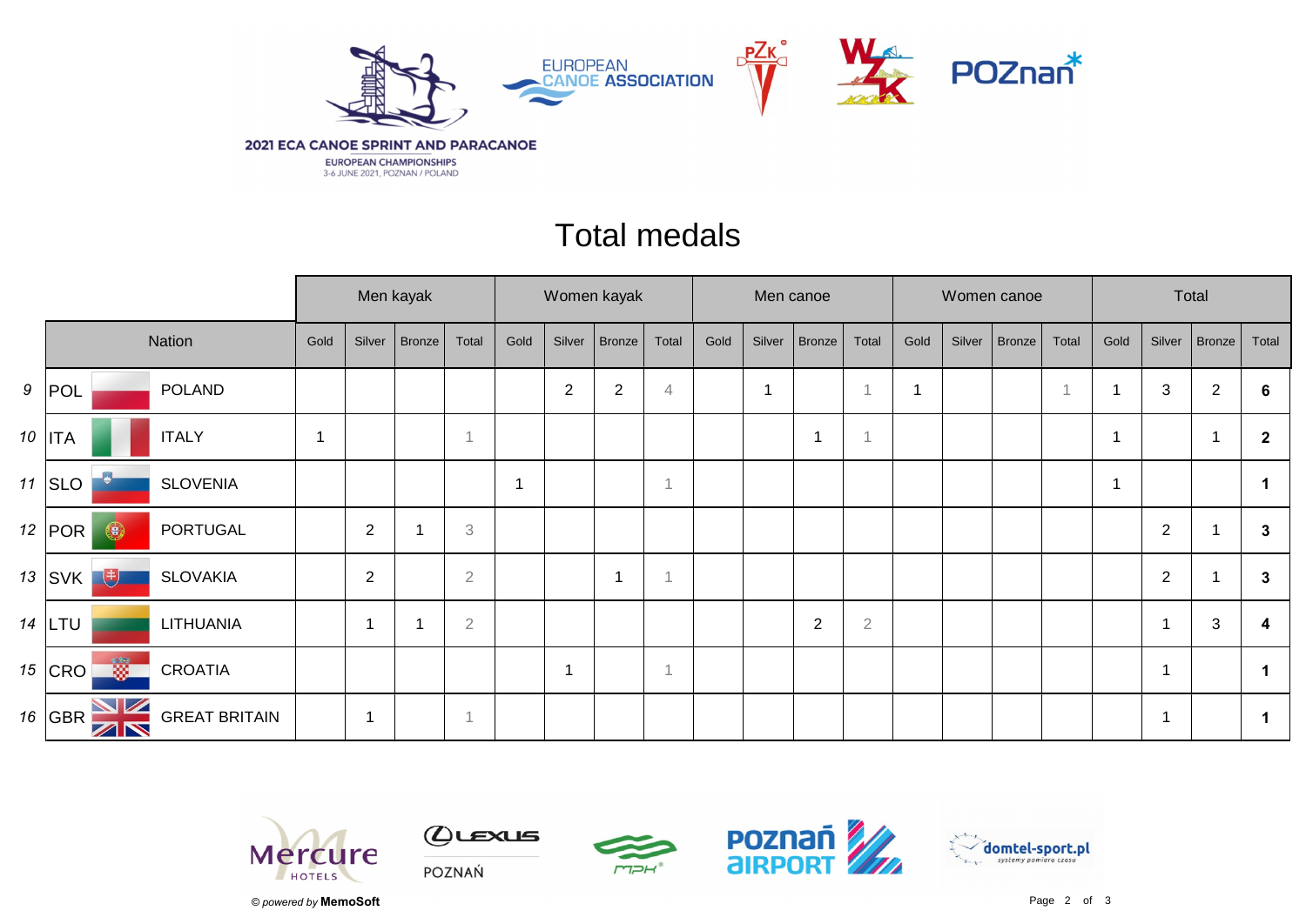2021 ECA CANOE SPRINT AND PARACANOE

EUROPEAN CHAMPIONSHIPS

3-6 JUNE 2021, POZNAN / POLAND

# Total medals

| | | | Men kayak | | | | Women kayak | | | | Men canoe | | | | Women canoe | | | | Total | | | |
|---|---|---|---|---|---|---|---|---|---|---|---|---|---|---|---|---|---|---|---|---|---|---|
| | Nation | | Gold | Silver | Bronze | Total | Gold | Silver | Bronze | Total | Gold | Silver | Bronze | Total | Gold | Silver | Bronze | Total | Gold | Silver | Bronze | Total |
| 9 | POL | POLAND | | | | | | 2 | 2 | 4 | | 1 | | 1 | 1 | | | 1 | 1 | 3 | 2 | **6** |
| 10 | ITA | ITALY | 1 | | | 1 | | | | | | | 1 | 1 | | | | | 1 | | 1 | **2** |
| 11 | SLO | SLOVENIA | | | | | 1 | | | 1 | | | | | | | | | 1 | | | **1** |
| 12 | POR | PORTUGAL | | 2 | 1 | 3 | | | | | | | | | | | | | | 2 | 1 | **3** |
| 13 | SVK | SLOVAKIA | | 2 | | 2 | | | 1 | 1 | | | | | | | | | | 2 | 1 | **3** |
| 14 | LTU | LITHUANIA | | 1 | 1 | 2 | | | | | | | 2 | 2 | | | | | | 1 | 3 | **4** |
| 15 | CRO | CROATIA | | | | | | 1 | | 1 | | | | | | | | | | 1 | | **1** |
| 16 | GBR | GREAT BRITAIN | | 1 | | 1 | | | | | | | | | | | | | | 1 | | **1** |

© *powered by* **MemoSoft**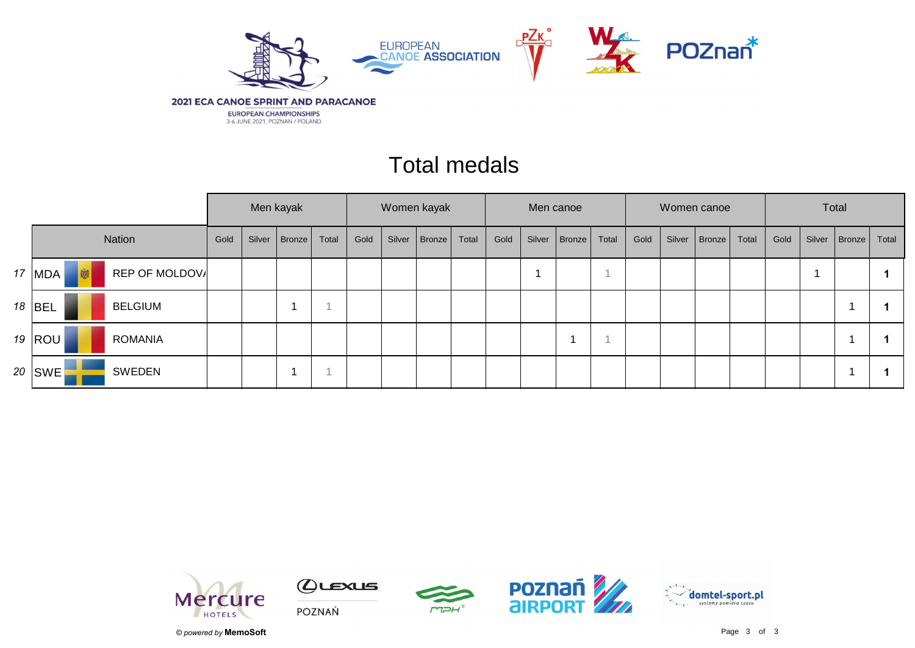2021 ECA CANOE SPRINT AND PARACANOE

EUROPEAN CHAMPIONSHIPS

3-6 JUNE 2021, POZNAN / POLAND

# Total medals

| | | | Men kayak | | | | Women kayak | | | | Men canoe | | | | Women canoe | | | | Total | | | |
|---|---|---|---|---|---|---|---|---|---|---|---|---|---|---|---|---|---|---|---|---|---|---|
| | Nation | | Gold | Silver | Bronze | Total | Gold | Silver | Bronze | Total | Gold | Silver | Bronze | Total | Gold | Silver | Bronze | Total | Gold | Silver | Bronze | Total |
| 17 | MDA | REP OF MOLDOVA | | | | | | | | | | 1 | | 1 | | | | | | 1 | | **1** |
| 18 | BEL | BELGIUM | | | 1 | 1 | | | | | | | | | | | | | | | 1 | **1** |
| 19 | ROU | ROMANIA | | | | | | | | | | | 1 | 1 | | | | | | | 1 | **1** |
| 20 | SWE | SWEDEN | | | 1 | 1 | | | | | | | | | | | | | | | 1 | **1** |

*© powered by* **MemoSoft**